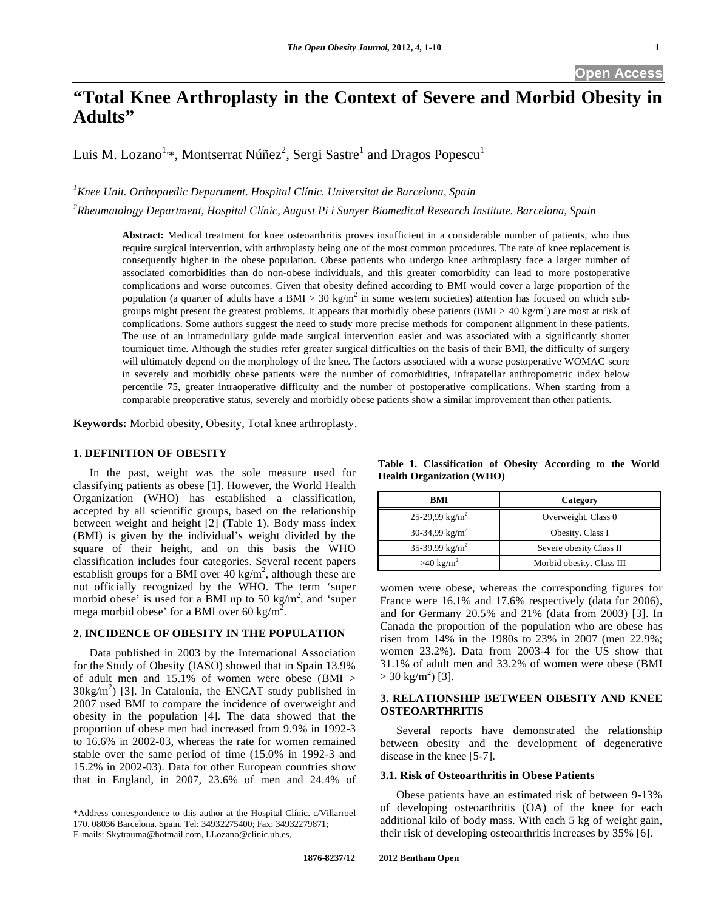Open Access

# "Total Knee Arthroplasty in the Context of Severe and Morbid Obesity in Adults"

Luis M. Lozano[1,*], Montserrat Núñez[2], Sergi Sastre[1] and Dragos Popescu[1]

[1]*Knee Unit. Orthopaedic Department. Hospital Clínic. Universitat de Barcelona, Spain*

[2]*Rheumatology Department, Hospital Clínic, August Pi i Sunyer Biomedical Research Institute. Barcelona, Spain*

**Abstract:** Medical treatment for knee osteoarthritis proves insufficient in a considerable number of patients, who thus require surgical intervention, with arthroplasty being one of the most common procedures. The rate of knee replacement is consequently higher in the obese population. Obese patients who undergo knee arthroplasty face a larger number of associated comorbidities than do non-obese individuals, and this greater comorbidity can lead to more postoperative complications and worse outcomes. Given that obesity defined according to BMI would cover a large proportion of the population (a quarter of adults have a BMI > 30 kg/m$^2$ in some western societies) attention has focused on which sub-groups might present the greatest problems. It appears that morbidly obese patients (BMI > 40 kg/m$^2$) are most at risk of complications. Some authors suggest the need to study more precise methods for component alignment in these patients. The use of an intramedullary guide made surgical intervention easier and was associated with a significantly shorter tourniquet time. Although the studies refer greater surgical difficulties on the basis of their BMI, the difficulty of surgery will ultimately depend on the morphology of the knee. The factors associated with a worse postoperative WOMAC score in severely and morbidly obese patients were the number of comorbidities, infrapatellar anthropometric index below percentile 75, greater intraoperative difficulty and the number of postoperative complications. When starting from a comparable preoperative status, severely and morbidly obese patients show a similar improvement than other patients.

**Keywords:** Morbid obesity, Obesity, Total knee arthroplasty.

## 1. DEFINITION OF OBESITY

In the past, weight was the sole measure used for classifying patients as obese [1]. However, the World Health Organization (WHO) has established a classification, accepted by all scientific groups, based on the relationship between weight and height [2] (Table **1**). Body mass index (BMI) is given by the individual's weight divided by the square of their height, and on this basis the WHO classification includes four categories. Several recent papers establish groups for a BMI over 40 kg/m$^2$, although these are not officially recognized by the WHO. The term 'super morbid obese' is used for a BMI up to 50 kg/m$^2$, and 'super mega morbid obese' for a BMI over 60 kg/m$^2$.

**Table 1. Classification of Obesity According to the World Health Organization (WHO)**

| BMI | Category |
|---|---|
| 25-29,99 kg/m$^2$ | Overweight. Class 0 |
| 30-34,99 kg/m$^2$ | Obesity. Class I |
| 35-39.99 kg/m$^2$ | Severe obesity Class II |
| >40 kg/m$^2$ | Morbid obesity. Class III |

## 2. INCIDENCE OF OBESITY IN THE POPULATION

Data published in 2003 by the International Association for the Study of Obesity (IASO) showed that in Spain 13.9% of adult men and 15.1% of women were obese (BMI > 30kg/m$^2$) [3]. In Catalonia, the ENCAT study published in 2007 used BMI to compare the incidence of overweight and obesity in the population [4]. The data showed that the proportion of obese men had increased from 9.9% in 1992-3 to 16.6% in 2002-03, whereas the rate for women remained stable over the same period of time (15.0% in 1992-3 and 15.2% in 2002-03). Data for other European countries show that in England, in 2007, 23.6% of men and 24.4% of women were obese, whereas the corresponding figures for France were 16.1% and 17.6% respectively (data for 2006), and for Germany 20.5% and 21% (data from 2003) [3]. In Canada the proportion of the population who are obese has risen from 14% in the 1980s to 23% in 2007 (men 22.9%; women 23.2%). Data from 2003-4 for the US show that 31.1% of adult men and 33.2% of women were obese (BMI > 30 kg/m$^2$) [3].

## 3. RELATIONSHIP BETWEEN OBESITY AND KNEE OSTEOARTHRITIS

Several reports have demonstrated the relationship between obesity and the development of degenerative disease in the knee [5-7].

### 3.1. Risk of Osteoarthritis in Obese Patients

Obese patients have an estimated risk of between 9-13% of developing osteoarthritis (OA) of the knee for each additional kilo of body mass. With each 5 kg of weight gain, their risk of developing osteoarthritis increases by 35% [6].

*Address correspondence to this author at the Hospital Clínic. c/Villarroel 170. 08036 Barcelona. Spain. Tel: 34932275400; Fax: 34932279871; E-mails: Skytrauma@hotmail.com, LLozano@clinic.ub.es,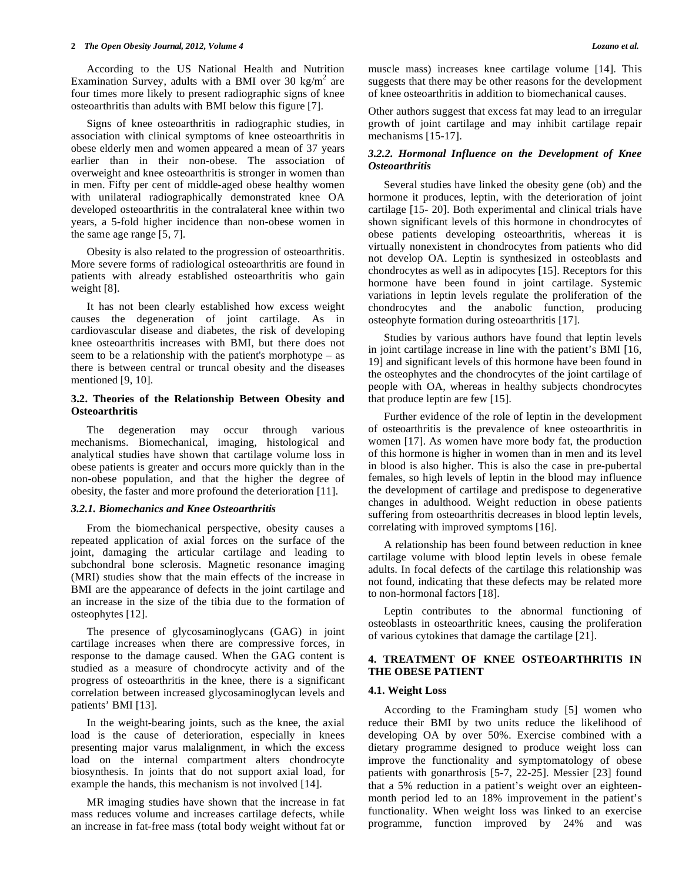According to the US National Health and Nutrition Examination Survey, adults with a BMI over 30 kg/m$^2$ are four times more likely to present radiographic signs of knee osteoarthritis than adults with BMI below this figure [7].

Signs of knee osteoarthritis in radiographic studies, in association with clinical symptoms of knee osteoarthritis in obese elderly men and women appeared a mean of 37 years earlier than in their non-obese. The association of overweight and knee osteoarthritis is stronger in women than in men. Fifty per cent of middle-aged obese healthy women with unilateral radiographically demonstrated knee OA developed osteoarthritis in the contralateral knee within two years, a 5-fold higher incidence than non-obese women in the same age range [5, 7].

Obesity is also related to the progression of osteoarthritis. More severe forms of radiological osteoarthritis are found in patients with already established osteoarthritis who gain weight [8].

It has not been clearly established how excess weight causes the degeneration of joint cartilage. As in cardiovascular disease and diabetes, the risk of developing knee osteoarthritis increases with BMI, but there does not seem to be a relationship with the patient's morphotype – as there is between central or truncal obesity and the diseases mentioned [9, 10].

### 3.2. Theories of the Relationship Between Obesity and Osteoarthritis

The degeneration may occur through various mechanisms. Biomechanical, imaging, histological and analytical studies have shown that cartilage volume loss in obese patients is greater and occurs more quickly than in the non-obese population, and that the higher the degree of obesity, the faster and more profound the deterioration [11].

#### *3.2.1. Biomechanics and Knee Osteoarthritis*

From the biomechanical perspective, obesity causes a repeated application of axial forces on the surface of the joint, damaging the articular cartilage and leading to subchondral bone sclerosis. Magnetic resonance imaging (MRI) studies show that the main effects of the increase in BMI are the appearance of defects in the joint cartilage and an increase in the size of the tibia due to the formation of osteophytes [12].

The presence of glycosaminoglycans (GAG) in joint cartilage increases when there are compressive forces, in response to the damage caused. When the GAG content is studied as a measure of chondrocyte activity and of the progress of osteoarthritis in the knee, there is a significant correlation between increased glycosaminoglycan levels and patients' BMI [13].

In the weight-bearing joints, such as the knee, the axial load is the cause of deterioration, especially in knees presenting major varus malalignment, in which the excess load on the internal compartment alters chondrocyte biosynthesis. In joints that do not support axial load, for example the hands, this mechanism is not involved [14].

MR imaging studies have shown that the increase in fat mass reduces volume and increases cartilage defects, while an increase in fat-free mass (total body weight without fat or muscle mass) increases knee cartilage volume [14]. This suggests that there may be other reasons for the development of knee osteoarthritis in addition to biomechanical causes.

Other authors suggest that excess fat may lead to an irregular growth of joint cartilage and may inhibit cartilage repair mechanisms [15-17].

#### *3.2.2. Hormonal Influence on the Development of Knee Osteoarthritis*

Several studies have linked the obesity gene (ob) and the hormone it produces, leptin, with the deterioration of joint cartilage [15- 20]. Both experimental and clinical trials have shown significant levels of this hormone in chondrocytes of obese patients developing osteoarthritis, whereas it is virtually nonexistent in chondrocytes from patients who did not develop OA. Leptin is synthesized in osteoblasts and chondrocytes as well as in adipocytes [15]. Receptors for this hormone have been found in joint cartilage. Systemic variations in leptin levels regulate the proliferation of the chondrocytes and the anabolic function, producing osteophyte formation during osteoarthritis [17].

Studies by various authors have found that leptin levels in joint cartilage increase in line with the patient's BMI [16, 19] and significant levels of this hormone have been found in the osteophytes and the chondrocytes of the joint cartilage of people with OA, whereas in healthy subjects chondrocytes that produce leptin are few [15].

Further evidence of the role of leptin in the development of osteoarthritis is the prevalence of knee osteoarthritis in women [17]. As women have more body fat, the production of this hormone is higher in women than in men and its level in blood is also higher. This is also the case in pre-pubertal females, so high levels of leptin in the blood may influence the development of cartilage and predispose to degenerative changes in adulthood. Weight reduction in obese patients suffering from osteoarthritis decreases in blood leptin levels, correlating with improved symptoms [16].

A relationship has been found between reduction in knee cartilage volume with blood leptin levels in obese female adults. In focal defects of the cartilage this relationship was not found, indicating that these defects may be related more to non-hormonal factors [18].

Leptin contributes to the abnormal functioning of osteoblasts in osteoarthritic knees, causing the proliferation of various cytokines that damage the cartilage [21].

## 4. TREATMENT OF KNEE OSTEOARTHRITIS IN THE OBESE PATIENT

### 4.1. Weight Loss

According to the Framingham study [5] women who reduce their BMI by two units reduce the likelihood of developing OA by over 50%. Exercise combined with a dietary programme designed to produce weight loss can improve the functionality and symptomatology of obese patients with gonarthrosis [5-7, 22-25]. Messier [23] found that a 5% reduction in a patient's weight over an eighteen-month period led to an 18% improvement in the patient's functionality. When weight loss was linked to an exercise programme, function improved by 24% and was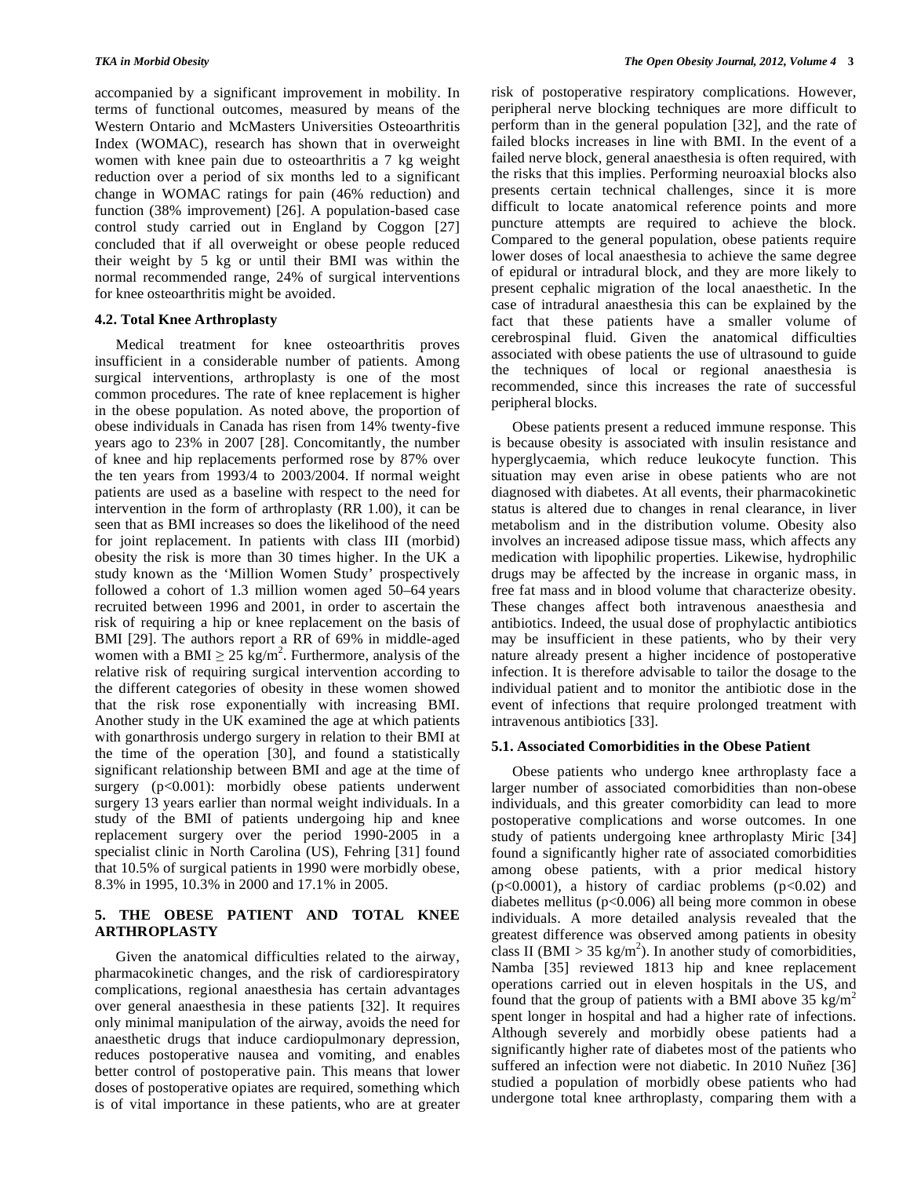accompanied by a significant improvement in mobility. In terms of functional outcomes, measured by means of the Western Ontario and McMasters Universities Osteoarthritis Index (WOMAC), research has shown that in overweight women with knee pain due to osteoarthritis a 7 kg weight reduction over a period of six months led to a significant change in WOMAC ratings for pain (46% reduction) and function (38% improvement) [26]. A population-based case control study carried out in England by Coggon [27] concluded that if all overweight or obese people reduced their weight by 5 kg or until their BMI was within the normal recommended range, 24% of surgical interventions for knee osteoarthritis might be avoided.

### 4.2. Total Knee Arthroplasty

Medical treatment for knee osteoarthritis proves insufficient in a considerable number of patients. Among surgical interventions, arthroplasty is one of the most common procedures. The rate of knee replacement is higher in the obese population. As noted above, the proportion of obese individuals in Canada has risen from 14% twenty-five years ago to 23% in 2007 [28]. Concomitantly, the number of knee and hip replacements performed rose by 87% over the ten years from 1993/4 to 2003/2004. If normal weight patients are used as a baseline with respect to the need for intervention in the form of arthroplasty (RR 1.00), it can be seen that as BMI increases so does the likelihood of the need for joint replacement. In patients with class III (morbid) obesity the risk is more than 30 times higher. In the UK a study known as the 'Million Women Study' prospectively followed a cohort of 1.3 million women aged 50–64 years recruited between 1996 and 2001, in order to ascertain the risk of requiring a hip or knee replacement on the basis of BMI [29]. The authors report a RR of 69% in middle-aged women with a BMI $\geq 25$ kg/m$^2$. Furthermore, analysis of the relative risk of requiring surgical intervention according to the different categories of obesity in these women showed that the risk rose exponentially with increasing BMI. Another study in the UK examined the age at which patients with gonarthrosis undergo surgery in relation to their BMI at the time of the operation [30], and found a statistically significant relationship between BMI and age at the time of surgery ($p<0.001$): morbidly obese patients underwent surgery 13 years earlier than normal weight individuals. In a study of the BMI of patients undergoing knee replacement surgery over the period 1990-2005 in a specialist clinic in North Carolina (US), Fehring [31] found that 10.5% of surgical patients in 1990 were morbidly obese, 8.3% in 1995, 10.3% in 2000 and 17.1% in 2005.

## 5. THE OBESE PATIENT AND TOTAL KNEE ARTHROPLASTY

Given the anatomical difficulties related to the airway, pharmacokinetic changes, and the risk of cardiorespiratory complications, regional anaesthesia has certain advantages over general anaesthesia in these patients [32]. It requires only minimal manipulation of the airway, avoids the need for anaesthetic drugs that induce cardiopulmonary depression, reduces postoperative nausea and vomiting, and enables better control of postoperative pain. This means that lower doses of postoperative opiates are required, something which is of vital importance in these patients, who are at greater risk of postoperative respiratory complications. However, peripheral nerve blocking techniques are more difficult to perform than in the general population [32], and the rate of failed blocks increases in line with BMI. In the event of a failed nerve block, general anaesthesia is often required, with the risks that this implies. Performing neuroaxial blocks also presents certain technical challenges, since it is more difficult to locate anatomical reference points and more puncture attempts are required to achieve the block. Compared to the general population, obese patients require lower doses of local anaesthesia to achieve the same degree of epidural or intradural block, and they are more likely to present cephalic migration of the local anaesthetic. In the case of intradural anaesthesia this can be explained by the fact that these patients have a smaller volume of cerebrospinal fluid. Given the anatomical difficulties associated with obese patients the use of ultrasound to guide the techniques of local or regional anaesthesia is recommended, since this increases the rate of successful peripheral blocks.

Obese patients present a reduced immune response. This is because obesity is associated with insulin resistance and hyperglycaemia, which reduce leukocyte function. This situation may even arise in obese patients who are not diagnosed with diabetes. At all events, their pharmacokinetic status is altered due to changes in renal clearance, in liver metabolism and in the distribution volume. Obesity also involves an increased adipose tissue mass, which affects any medication with lipophilic properties. Likewise, hydrophilic drugs may be affected by the increase in organic mass, in free fat mass and in blood volume that characterize obesity. These changes affect both intravenous anaesthesia and antibiotics. Indeed, the usual dose of prophylactic antibiotics may be insufficient in these patients, who by their very nature already present a higher incidence of postoperative infection. It is therefore advisable to tailor the dosage to the individual patient and to monitor the antibiotic dose in the event of infections that require prolonged treatment with intravenous antibiotics [33].

### 5.1. Associated Comorbidities in the Obese Patient

Obese patients who undergo knee arthroplasty face a larger number of associated comorbidities than non-obese individuals, and this greater comorbidity can lead to more postoperative complications and worse outcomes. In one study of patients undergoing knee arthroplasty Miric [34] found a significantly higher rate of associated comorbidities among obese patients, with a prior medical history ($p<0.0001$), a history of cardiac problems ($p<0.02$) and diabetes mellitus ($p<0.006$) all being more common in obese individuals. A more detailed analysis revealed that the greatest difference was observed among patients in obesity class II (BMI $> 35$ kg/m$^2$). In another study of comorbidities, Namba [35] reviewed 1813 hip and knee replacement operations carried out in eleven hospitals in the US, and found that the group of patients with a BMI above 35 kg/m$^2$ spent longer in hospital and had a higher rate of infections. Although severely and morbidly obese patients had a significantly higher rate of diabetes most of the patients who suffered an infection were not diabetic. In 2010 Nuñez [36] studied a population of morbidly obese patients who had undergone total knee arthroplasty, comparing them with a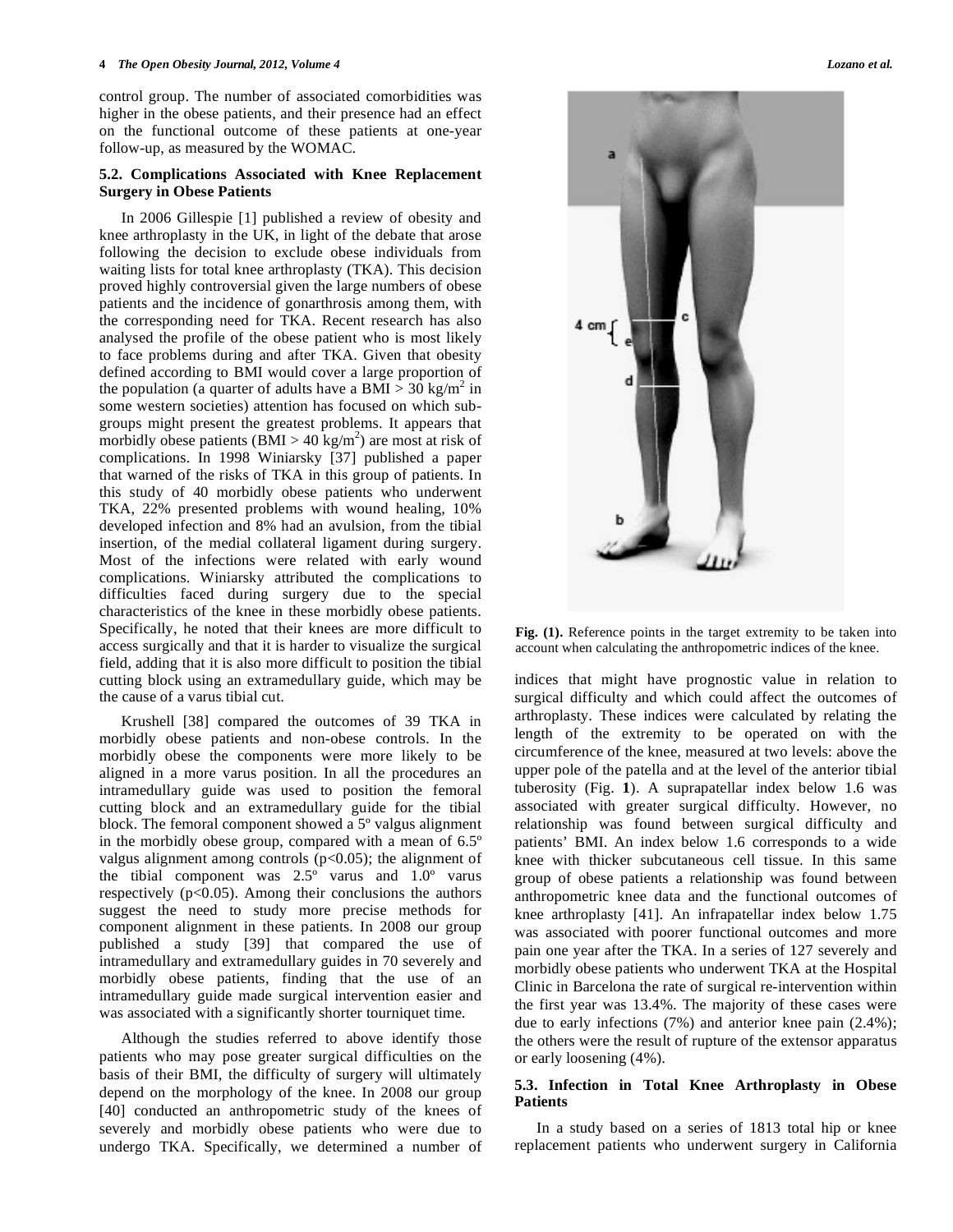control group. The number of associated comorbidities was higher in the obese patients, and their presence had an effect on the functional outcome of these patients at one-year follow-up, as measured by the WOMAC.

### 5.2. Complications Associated with Knee Replacement Surgery in Obese Patients

In 2006 Gillespie [1] published a review of obesity and knee arthroplasty in the UK, in light of the debate that arose following the decision to exclude obese individuals from waiting lists for total knee arthroplasty (TKA). This decision proved highly controversial given the large numbers of obese patients and the incidence of gonarthrosis among them, with the corresponding need for TKA. Recent research has also analysed the profile of the obese patient who is most likely to face problems during and after TKA. Given that obesity defined according to BMI would cover a large proportion of the population (a quarter of adults have a BMI > 30 kg/m$^2$ in some western societies) attention has focused on which sub-groups might present the greatest problems. It appears that morbidly obese patients (BMI > 40 kg/m$^2$) are most at risk of complications. In 1998 Winiarsky [37] published a paper that warned of the risks of TKA in this group of patients. In this study of 40 morbidly obese patients who underwent TKA, 22% presented problems with wound healing, 10% developed infection and 8% had an avulsion, from the tibial insertion, of the medial collateral ligament during surgery. Most of the infections were related with early wound complications. Winiarsky attributed the complications to difficulties faced during surgery due to the special characteristics of the knee in these morbidly obese patients. Specifically, he noted that their knees are more difficult to access surgically and that it is harder to visualize the surgical field, adding that it is also more difficult to position the tibial cutting block using an extramedullary guide, which may be the cause of a varus tibial cut.

Krushell [38] compared the outcomes of 39 TKA in morbidly obese patients and non-obese controls. In the morbidly obese the components were more likely to be aligned in a more varus position. In all the procedures an intramedullary guide was used to position the femoral cutting block and an extramedullary guide for the tibial block. The femoral component showed a 5º valgus alignment in the morbidly obese group, compared with a mean of 6.5º valgus alignment among controls ($p<0.05$); the alignment of the tibial component was 2.5º varus and 1.0º varus respectively ($p<0.05$). Among their conclusions the authors suggest the need to study more precise methods for component alignment in these patients. In 2008 our group published a study [39] that compared the use of intramedullary and extramedullary guides in 70 severely and morbidly obese patients, finding that the use of an intramedullary guide made surgical intervention easier and was associated with a significantly shorter tourniquet time.

Although the studies referred to above identify those patients who may pose greater surgical difficulties on the basis of their BMI, the difficulty of surgery will ultimately depend on the morphology of the knee. In 2008 our group [40] conducted an anthropometric study of the knees of severely and morbidly obese patients who were due to undergo TKA. Specifically, we determined a number of indices that might have prognostic value in relation to surgical difficulty and which could affect the outcomes of arthroplasty. These indices were calculated by relating the length of the extremity to be operated on with the circumference of the knee, measured at two levels: above the upper pole of the patella and at the level of the anterior tibial tuberosity (Fig. **1**). A suprapatellar index below 1.6 was associated with greater surgical difficulty. However, no relationship was found between surgical difficulty and patients' BMI. An index below 1.6 corresponds to a wide knee with thicker subcutaneous cell tissue. In this same group of obese patients a relationship was found between anthropometric knee data and the functional outcomes of knee arthroplasty [41]. An infrapatellar index below 1.75 was associated with poorer functional outcomes and more pain one year after the TKA. In a series of 127 severely and morbidly obese patients who underwent TKA at the Hospital Clinic in Barcelona the rate of surgical re-intervention within the first year was 13.4%. The majority of these cases were due to early infections (7%) and anterior knee pain (2.4%); the others were the result of rupture of the extensor apparatus or early loosening (4%).

a

4 cm

e

c

d

b

**Fig. (1).** Reference points in the target extremity to be taken into account when calculating the anthropometric indices of the knee.

### 5.3. Infection in Total Knee Arthroplasty in Obese Patients

In a study based on a series of 1813 total hip or knee replacement patients who underwent surgery in California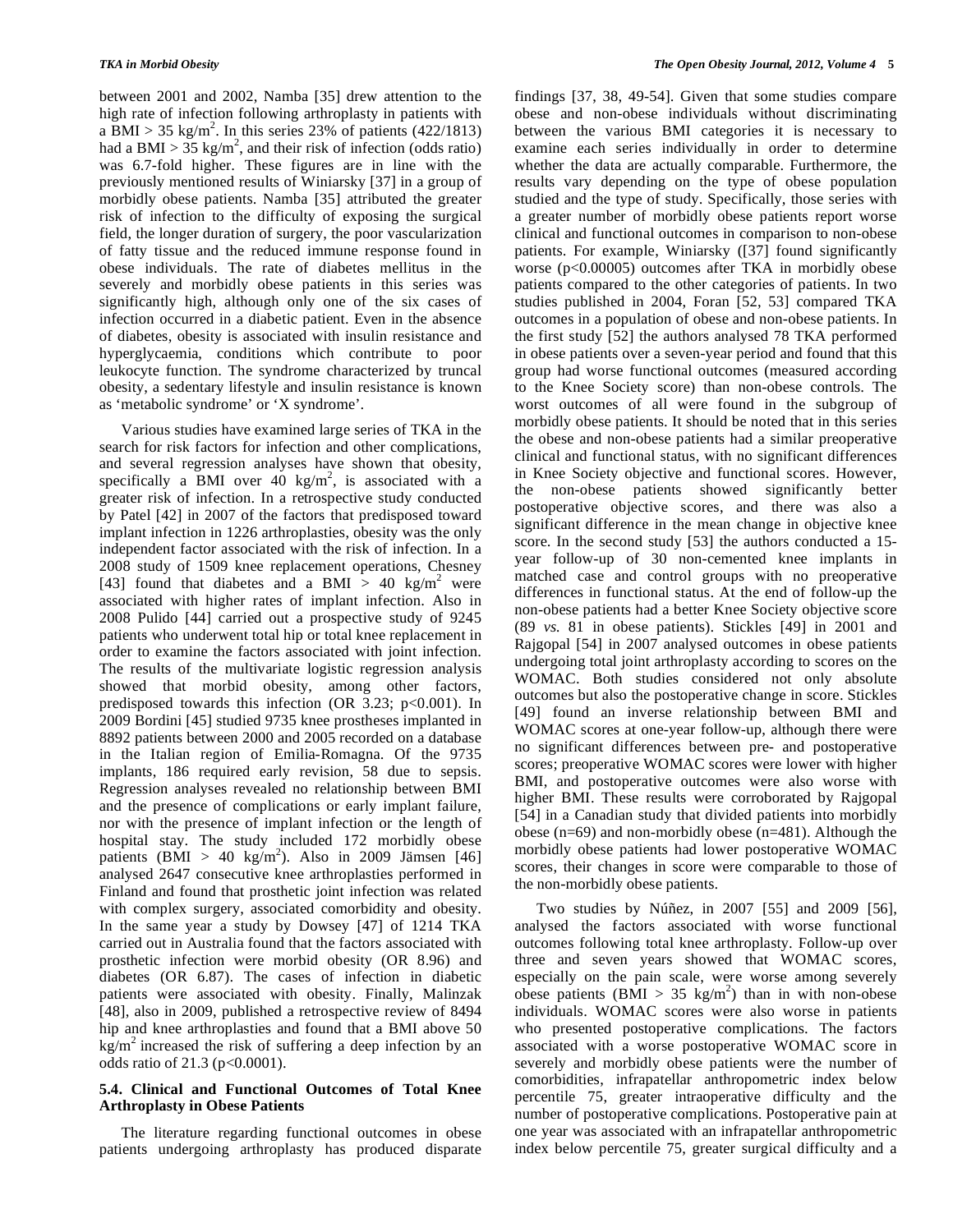between 2001 and 2002, Namba [35] drew attention to the high rate of infection following arthroplasty in patients with a BMI > 35 kg/m$^2$. In this series 23% of patients (422/1813) had a BMI > 35 kg/m$^2$, and their risk of infection (odds ratio) was 6.7-fold higher. These figures are in line with the previously mentioned results of Winiarsky [37] in a group of morbidly obese patients. Namba [35] attributed the greater risk of infection to the difficulty of exposing the surgical field, the longer duration of surgery, the poor vascularization of fatty tissue and the reduced immune response found in obese individuals. The rate of diabetes mellitus in the severely and morbidly obese patients in this series was significantly high, although only one of the six cases of infection occurred in a diabetic patient. Even in the absence of diabetes, obesity is associated with insulin resistance and hyperglycaemia, conditions which contribute to poor leukocyte function. The syndrome characterized by truncal obesity, a sedentary lifestyle and insulin resistance is known as 'metabolic syndrome' or 'X syndrome'.

Various studies have examined large series of TKA in the search for risk factors for infection and other complications, and several regression analyses have shown that obesity, specifically a BMI over 40 kg/m$^2$, is associated with a greater risk of infection. In a retrospective study conducted by Patel [42] in 2007 of the factors that predisposed toward implant infection in 1226 arthroplasties, obesity was the only independent factor associated with the risk of infection. In a 2008 study of 1509 knee replacement operations, Chesney [43] found that diabetes and a BMI > 40 kg/m$^2$ were associated with higher rates of implant infection. Also in 2008 Pulido [44] carried out a prospective study of 9245 patients who underwent total hip or total knee replacement in order to examine the factors associated with joint infection. The results of the multivariate logistic regression analysis showed that morbid obesity, among other factors, predisposed towards this infection (OR 3.23; $p<0.001$). In 2009 Bordini [45] studied 9735 knee prostheses implanted in 8892 patients between 2000 and 2005 recorded on a database in the Italian region of Emilia-Romagna. Of the 9735 implants, 186 required early revision, 58 due to sepsis. Regression analyses revealed no relationship between BMI and the presence of complications or early implant failure, nor with the presence of implant infection or the length of hospital stay. The study included 172 morbidly obese patients (BMI > 40 kg/m$^2$). Also in 2009 Jämsen [46] analysed 2647 consecutive knee arthroplasties performed in Finland and found that prosthetic joint infection was related with complex surgery, associated comorbidity and obesity. In the same year a study by Dowsey [47] of 1214 TKA carried out in Australia found that the factors associated with prosthetic infection were morbid obesity (OR 8.96) and diabetes (OR 6.87). The cases of infection in diabetic patients were associated with obesity. Finally, Malinzak [48], also in 2009, published a retrospective review of 8494 hip and knee arthroplasties and found that a BMI above 50 kg/m$^2$ increased the risk of suffering a deep infection by an odds ratio of 21.3 ($p<0.0001$).

### 5.4. Clinical and Functional Outcomes of Total Knee Arthroplasty in Obese Patients

The literature regarding functional outcomes in obese patients undergoing arthroplasty has produced disparate findings [37, 38, 49-54]. Given that some studies compare obese and non-obese individuals without discriminating between the various BMI categories it is necessary to examine each series individually in order to determine whether the data are actually comparable. Furthermore, the results vary depending on the type of obese population studied and the type of study. Specifically, those series with a greater number of morbidly obese patients report worse clinical and functional outcomes in comparison to non-obese patients. For example, Winiarsky ([37] found significantly worse ($p<0.00005$) outcomes after TKA in morbidly obese patients compared to the other categories of patients. In two studies published in 2004, Foran [52, 53] compared TKA outcomes in a population of obese and non-obese patients. In the first study [52] the authors analysed 78 TKA performed in obese patients over a seven-year period and found that this group had worse functional outcomes (measured according to the Knee Society score) than non-obese controls. The worst outcomes of all were found in the subgroup of morbidly obese patients. It should be noted that in this series the obese and non-obese patients had a similar preoperative clinical and functional status, with no significant differences in Knee Society objective and functional scores. However, the non-obese patients showed significantly better postoperative objective scores, and there was also a significant difference in the mean change in objective knee score. In the second study [53] the authors conducted a 15-year follow-up of 30 non-cemented knee implants in matched case and control groups with no preoperative differences in functional status. At the end of follow-up the non-obese patients had a better Knee Society objective score (89 *vs.* 81 in obese patients). Stickles [49] in 2001 and Rajgopal [54] in 2007 analysed outcomes in obese patients undergoing total joint arthroplasty according to scores on the WOMAC. Both studies considered not only absolute outcomes but also the postoperative change in score. Stickles [49] found an inverse relationship between BMI and WOMAC scores at one-year follow-up, although there were no significant differences between pre- and postoperative scores; preoperative WOMAC scores were lower with higher BMI, and postoperative outcomes were also worse with higher BMI. These results were corroborated by Rajgopal [54] in a Canadian study that divided patients into morbidly obese (n=69) and non-morbidly obese (n=481). Although the morbidly obese patients had lower postoperative WOMAC scores, their changes in score were comparable to those of the non-morbidly obese patients.

Two studies by Núñez, in 2007 [55] and 2009 [56], analysed the factors associated with worse functional outcomes following total knee arthroplasty. Follow-up over three and seven years showed that WOMAC scores, especially on the pain scale, were worse among severely obese patients (BMI > 35 kg/m$^2$) than in with non-obese individuals. WOMAC scores were also worse in patients who presented postoperative complications. The factors associated with a worse postoperative WOMAC score in severely and morbidly obese patients were the number of comorbidities, infrapatellar anthropometric index below percentile 75, greater intraoperative difficulty and the number of postoperative complications. Postoperative pain at one year was associated with an infrapatellar anthropometric index below percentile 75, greater surgical difficulty and a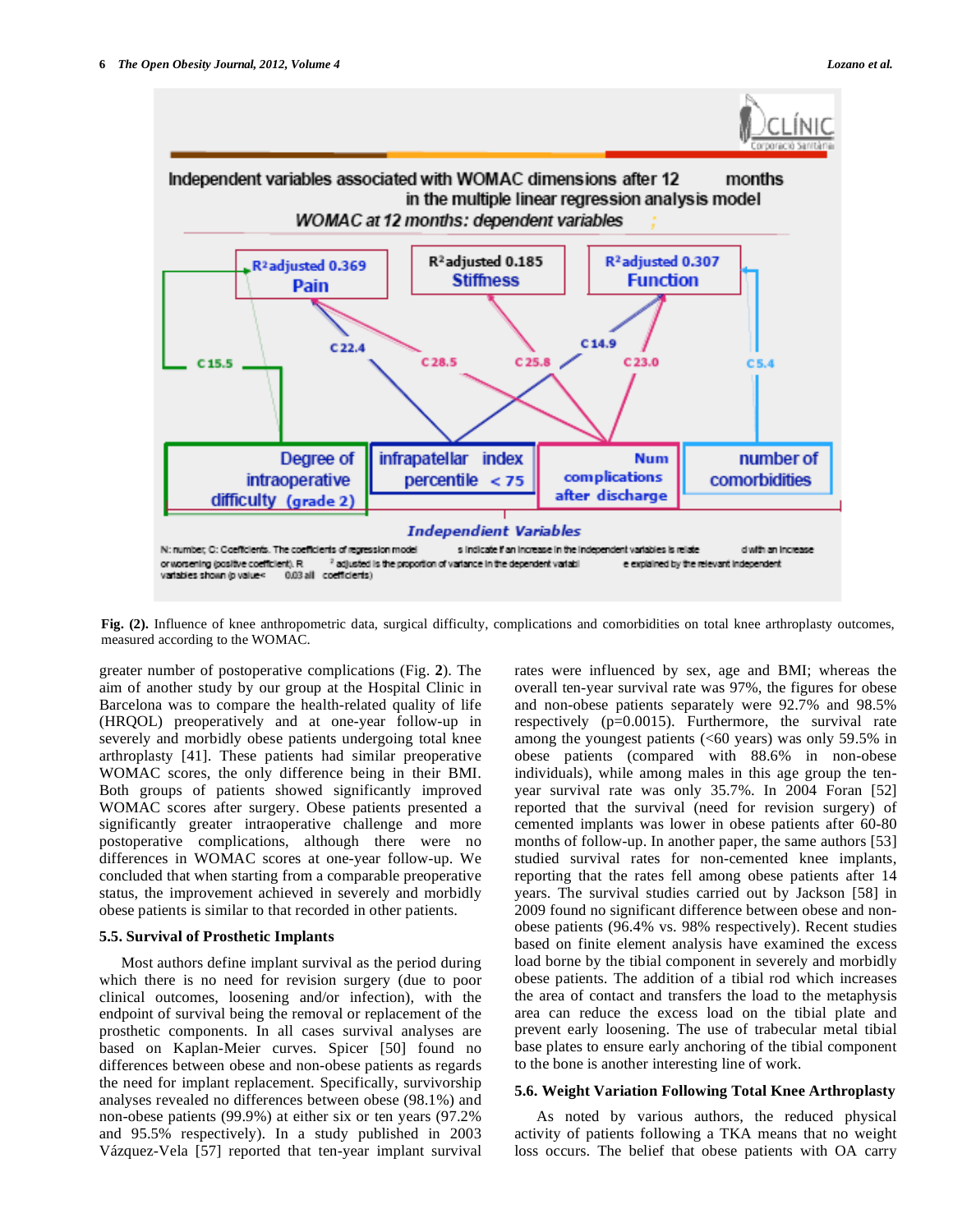Independent variables associated with WOMAC dimensions after 12 months in the multiple linear regression analysis model

*WOMAC at 12 months: dependent variables*

R²adjusted 0.369
Pain

R²adjusted 0.185
Stiffness

R²adjusted 0.307
Function

C 15.5
C 22.4
C 28.5
C 25.8
C 14.9
C 23.0
C 5.4

Degree of intraoperative difficulty (grade 2)

infrapatellar index percentile < 75

Num complications after discharge

number of comorbidities

*Independent Variables*

N: number; C: Coefficients. The coefficients of regression model s indicate if an increase in the independent variables is related with an increase or worsening (positive coefficient). R ² adjusted is the proportion of variance in the dependent variable explained by the relevant independent variables shown (p value< 0.03 all coefficients)

**Fig. (2).** Influence of knee anthropometric data, surgical difficulty, complications and comorbidities on total knee arthroplasty outcomes, measured according to the WOMAC.

greater number of postoperative complications (Fig. **2**). The aim of another study by our group at the Hospital Clinic in Barcelona was to compare the health-related quality of life (HRQOL) preoperatively and at one-year follow-up in severely and morbidly obese patients undergoing total knee arthroplasty [41]. These patients had similar preoperative WOMAC scores, the only difference being in their BMI. Both groups of patients showed significantly improved WOMAC scores after surgery. Obese patients presented a significantly greater intraoperative challenge and more postoperative complications, although there were no differences in WOMAC scores at one-year follow-up. We concluded that when starting from a comparable preoperative status, the improvement achieved in severely and morbidly obese patients is similar to that recorded in other patients.

### 5.5. Survival of Prosthetic Implants

Most authors define implant survival as the period during which there is no need for revision surgery (due to poor clinical outcomes, loosening and/or infection), with the endpoint of survival being the removal or replacement of the prosthetic components. In all cases survival analyses are based on Kaplan-Meier curves. Spicer [50] found no differences between obese and non-obese patients as regards the need for implant replacement. Specifically, survivorship analyses revealed no differences between obese (98.1%) and non-obese patients (99.9%) at either six or ten years (97.2% and 95.5% respectively). In a study published in 2003 Vázquez-Vela [57] reported that ten-year implant survival rates were influenced by sex, age and BMI; whereas the overall ten-year survival rate was 97%, the figures for obese and non-obese patients separately were 92.7% and 98.5% respectively (p=0.0015). Furthermore, the survival rate among the youngest patients (<60 years) was only 59.5% in obese patients (compared with 88.6% in non-obese individuals), while among males in this age group the ten-year survival rate was only 35.7%. In 2004 Foran [52] reported that the survival (need for revision surgery) of cemented implants was lower in obese patients after 60-80 months of follow-up. In another paper, the same authors [53] studied survival rates for non-cemented knee implants, reporting that the rates fell among obese patients after 14 years. The survival studies carried out by Jackson [58] in 2009 found no significant difference between obese and non-obese patients (96.4% vs. 98% respectively). Recent studies based on finite element analysis have examined the excess load borne by the tibial component in severely and morbidly obese patients. The addition of a tibial rod which increases the area of contact and transfers the load to the metaphysis area can reduce the excess load on the tibial plate and prevent early loosening. The use of trabecular metal tibial base plates to ensure early anchoring of the tibial component to the bone is another interesting line of work.

### 5.6. Weight Variation Following Total Knee Arthroplasty

As noted by various authors, the reduced physical activity of patients following a TKA means that no weight loss occurs. The belief that obese patients with OA carry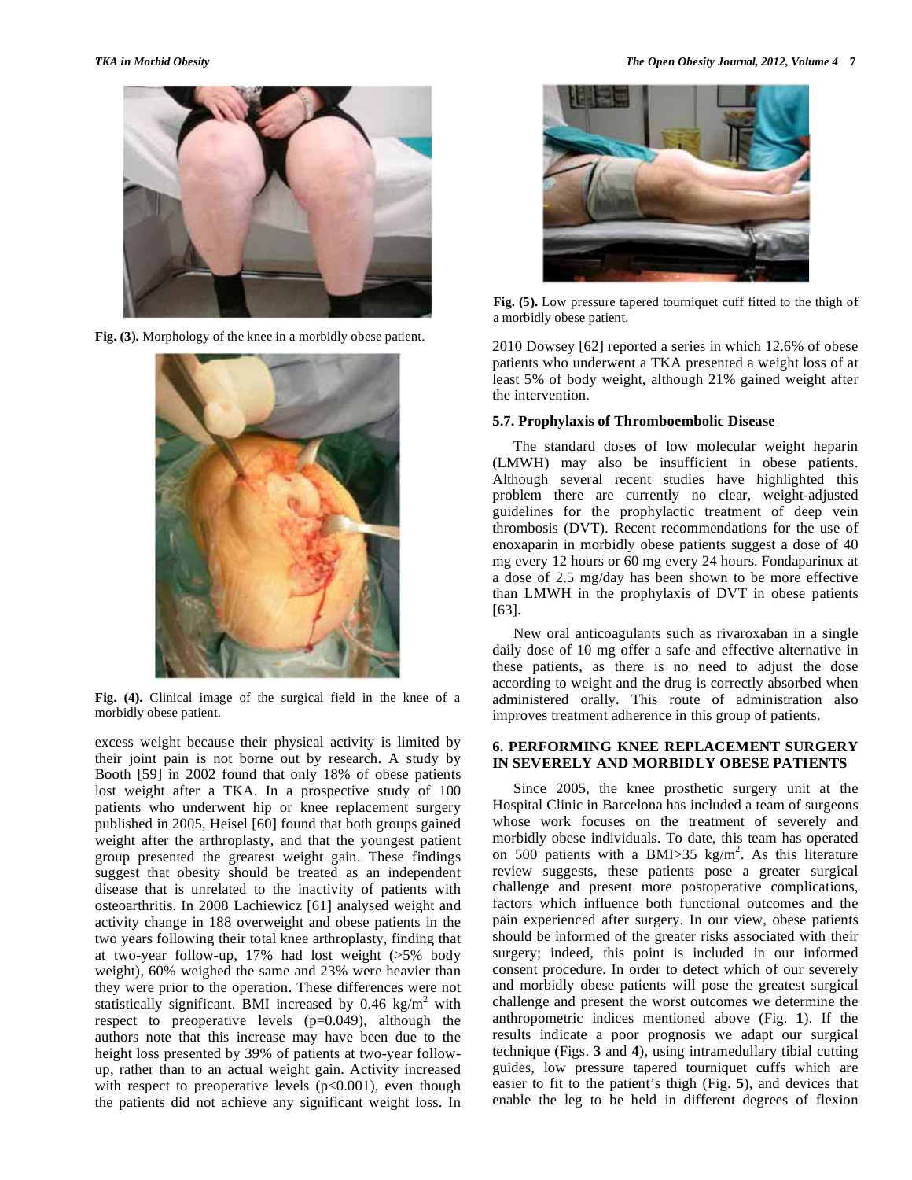Fig. (3). Morphology of the knee in a morbidly obese patient.

Fig. (4). Clinical image of the surgical field in the knee of a morbidly obese patient.

excess weight because their physical activity is limited by their joint pain is not borne out by research. A study by Booth [59] in 2002 found that only 18% of obese patients lost weight after a TKA. In a prospective study of 100 patients who underwent hip or knee replacement surgery published in 2005, Heisel [60] found that both groups gained weight after the arthroplasty, and that the youngest patient group presented the greatest weight gain. These findings suggest that obesity should be treated as an independent disease that is unrelated to the inactivity of patients with osteoarthritis. In 2008 Lachiewicz [61] analysed weight and activity change in 188 overweight and obese patients in the two years following their total knee arthroplasty, finding that at two-year follow-up, 17% had lost weight (>5% body weight), 60% weighed the same and 23% were heavier than they were prior to the operation. These differences were not statistically significant. BMI increased by 0.46 $kg/m^2$ with respect to preoperative levels ($p=0.049$), although the authors note that this increase may have been due to the height loss presented by 39% of patients at two-year follow-up, rather than to an actual weight gain. Activity increased with respect to preoperative levels ($p<0.001$), even though the patients did not achieve any significant weight loss. In 2010 Dowsey [62] reported a series in which 12.6% of obese patients who underwent a TKA presented a weight loss of at least 5% of body weight, although 21% gained weight after the intervention.

Fig. (5). Low pressure tapered tourniquet cuff fitted to the thigh of a morbidly obese patient.

### 5.7. Prophylaxis of Thromboembolic Disease

The standard doses of low molecular weight heparin (LMWH) may also be insufficient in obese patients. Although several recent studies have highlighted this problem there are currently no clear, weight-adjusted guidelines for the prophylactic treatment of deep vein thrombosis (DVT). Recent recommendations for the use of enoxaparin in morbidly obese patients suggest a dose of 40 mg every 12 hours or 60 mg every 24 hours. Fondaparinux at a dose of 2.5 mg/day has been shown to be more effective than LMWH in the prophylaxis of DVT in obese patients [63].

New oral anticoagulants such as rivaroxaban in a single daily dose of 10 mg offer a safe and effective alternative in these patients, as there is no need to adjust the dose according to weight and the drug is correctly absorbed when administered orally. This route of administration also improves treatment adherence in this group of patients.

## 6. PERFORMING KNEE REPLACEMENT SURGERY IN SEVERELY AND MORBIDLY OBESE PATIENTS

Since 2005, the knee prosthetic surgery unit at the Hospital Clinic in Barcelona has included a team of surgeons whose work focuses on the treatment of severely and morbidly obese individuals. To date, this team has operated on 500 patients with a BMI>35 $kg/m^2$. As this literature review suggests, these patients pose a greater surgical challenge and present more postoperative complications, factors which influence both functional outcomes and the pain experienced after surgery. In our view, obese patients should be informed of the greater risks associated with their surgery; indeed, this point is included in our informed consent procedure. In order to detect which of our severely and morbidly obese patients will pose the greatest surgical challenge and present the worst outcomes we determine the anthropometric indices mentioned above (Fig. **1**). If the results indicate a poor prognosis we adapt our surgical technique (Figs. **3** and **4**), using intramedullary tibial cutting guides, low pressure tapered tourniquet cuffs which are easier to fit to the patient's thigh (Fig. **5**), and devices that enable the leg to be held in different degrees of flexion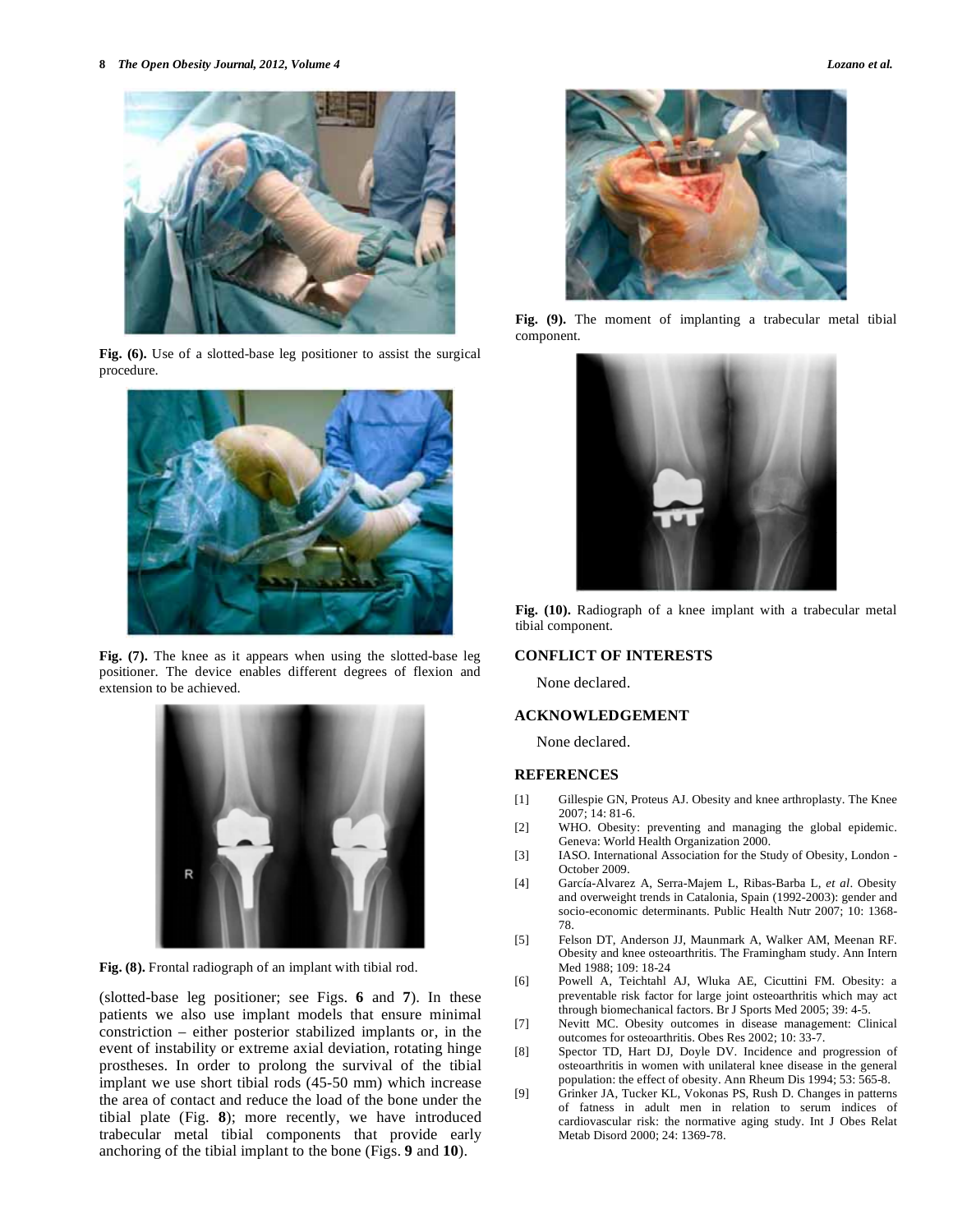Fig. (6). Use of a slotted-base leg positioner to assist the surgical procedure.

Fig. (7). The knee as it appears when using the slotted-base leg positioner. The device enables different degrees of flexion and extension to be achieved.

Fig. (8). Frontal radiograph of an implant with tibial rod.

(slotted-base leg positioner; see Figs. **6** and **7**). In these patients we also use implant models that ensure minimal constriction – either posterior stabilized implants or, in the event of instability or extreme axial deviation, rotating hinge prostheses. In order to prolong the survival of the tibial implant we use short tibial rods (45-50 mm) which increase the area of contact and reduce the load of the bone under the tibial plate (Fig. **8**); more recently, we have introduced trabecular metal tibial components that provide early anchoring of the tibial implant to the bone (Figs. **9** and **10**).

Fig. (9). The moment of implanting a trabecular metal tibial component.

Fig. (10). Radiograph of a knee implant with a trabecular metal tibial component.

## CONFLICT OF INTERESTS

None declared.

## ACKNOWLEDGEMENT

None declared.

## REFERENCES

[1] Gillespie GN, Proteus AJ. Obesity and knee arthroplasty. The Knee 2007; 14: 81-6.

[2] WHO. Obesity: preventing and managing the global epidemic. Geneva: World Health Organization 2000.

[3] IASO. International Association for the Study of Obesity, London - October 2009.

[4] García-Alvarez A, Serra-Majem L, Ribas-Barba L, *et al*. Obesity and overweight trends in Catalonia, Spain (1992-2003): gender and socio-economic determinants. Public Health Nutr 2007; 10: 1368-78.

[5] Felson DT, Anderson JJ, Maunmark A, Walker AM, Meenan RF. Obesity and knee osteoarthritis. The Framingham study. Ann Intern Med 1988; 109: 18-24

[6] Powell A, Teichtahl AJ, Wluka AE, Cicuttini FM. Obesity: a preventable risk factor for large joint osteoarthritis which may act through biomechanical factors. Br J Sports Med 2005; 39: 4-5.

[7] Nevitt MC. Obesity outcomes in disease management: Clinical outcomes for osteoarthritis. Obes Res 2002; 10: 33-7.

[8] Spector TD, Hart DJ, Doyle DV. Incidence and progression of osteoarthritis in women with unilateral knee disease in the general population: the effect of obesity. Ann Rheum Dis 1994; 53: 565-8.

[9] Grinker JA, Tucker KL, Vokonas PS, Rush D. Changes in patterns of fatness in adult men in relation to serum indices of cardiovascular risk: the normative aging study. Int J Obes Relat Metab Disord 2000; 24: 1369-78.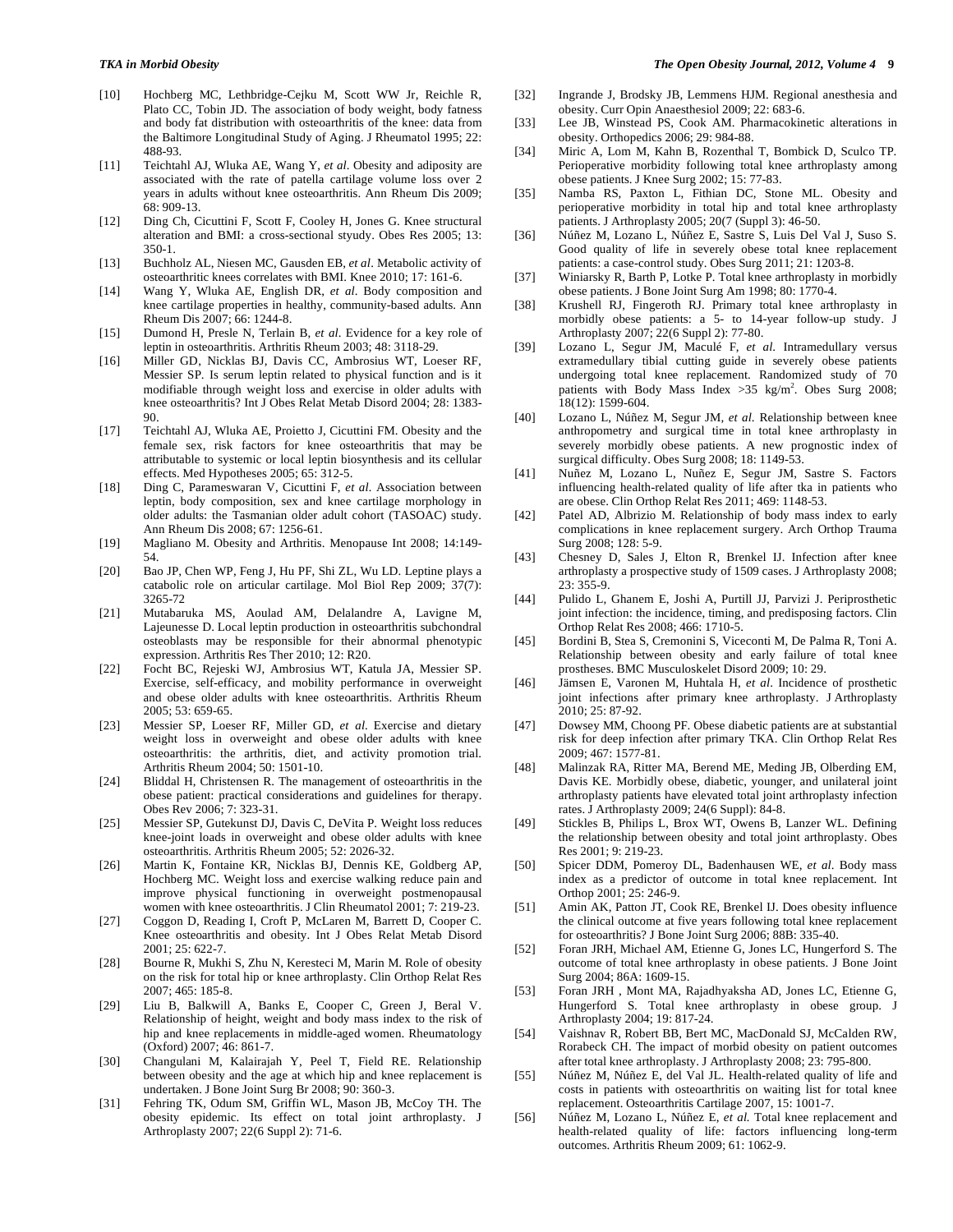[10] Hochberg MC, Lethbridge-Cejku M, Scott WW Jr, Reichle R, Plato CC, Tobin JD. The association of body weight, body fatness and body fat distribution with osteoarthritis of the knee: data from the Baltimore Longitudinal Study of Aging. J Rheumatol 1995; 22: 488-93.

[11] Teichtahl AJ, Wluka AE, Wang Y, *et al*. Obesity and adiposity are associated with the rate of patella cartilage volume loss over 2 years in adults without knee osteoarthritis. Ann Rheum Dis 2009; 68: 909-13.

[12] Ding Ch, Cicuttini F, Scott F, Cooley H, Jones G. Knee structural alteration and BMI: a cross-sectional styudy. Obes Res 2005; 13: 350-1.

[13] Buchholz AL, Niesen MC, Gausden EB, *et al*. Metabolic activity of osteoarthritic knees correlates with BMI. Knee 2010; 17: 161-6.

[14] Wang Y, Wluka AE, English DR, *et al*. Body composition and knee cartilage properties in healthy, community-based adults. Ann Rheum Dis 2007; 66: 1244-8.

[15] Dumond H, Presle N, Terlain B, *et al*. Evidence for a key role of leptin in osteoarthritis. Arthritis Rheum 2003; 48: 3118-29.

[16] Miller GD, Nicklas BJ, Davis CC, Ambrosius WT, Loeser RF, Messier SP. Is serum leptin related to physical function and is it modifiable through weight loss and exercise in older adults with knee osteoarthritis? Int J Obes Relat Metab Disord 2004; 28: 1383-90.

[17] Teichtahl AJ, Wluka AE, Proietto J, Cicuttini FM. Obesity and the female sex, risk factors for knee osteoarthritis that may be attributable to systemic or local leptin biosynthesis and its cellular effects. Med Hypotheses 2005; 65: 312-5.

[18] Ding C, Parameswaran V, Cicuttini F, *et al*. Association between leptin, body composition, sex and knee cartilage morphology in older adults: the Tasmanian older adult cohort (TASOAC) study. Ann Rheum Dis 2008; 67: 1256-61.

[19] Magliano M. Obesity and Arthritis. Menopause Int 2008; 14:149-54.

[20] Bao JP, Chen WP, Feng J, Hu PF, Shi ZL, Wu LD. Leptine plays a catabolic role on articular cartilage. Mol Biol Rep 2009; 37(7): 3265-72

[21] Mutabaruka MS, Aoulad AM, Delalandre A, Lavigne M, Lajeunesse D. Local leptin production in osteoarthritis subchondral osteoblasts may be responsible for their abnormal phenotypic expression. Arthritis Res Ther 2010; 12: R20.

[22] Focht BC, Rejeski WJ, Ambrosius WT, Katula JA, Messier SP. Exercise, self-efficacy, and mobility performance in overweight and obese older adults with knee osteoarthritis. Arthritis Rheum 2005; 53: 659-65.

[23] Messier SP, Loeser RF, Miller GD, *et al*. Exercise and dietary weight loss in overweight and obese older adults with knee osteoarthritis: the arthritis, diet, and activity promotion trial. Arthritis Rheum 2004; 50: 1501-10.

[24] Bliddal H, Christensen R. The management of osteoarthritis in the obese patient: practical considerations and guidelines for therapy. Obes Rev 2006; 7: 323-31.

[25] Messier SP, Gutekunst DJ, Davis C, DeVita P. Weight loss reduces knee-joint loads in overweight and obese older adults with knee osteoarthritis. Arthritis Rheum 2005; 52: 2026-32.

[26] Martin K, Fontaine KR, Nicklas BJ, Dennis KE, Goldberg AP, Hochberg MC. Weight loss and exercise walking reduce pain and improve physical functioning in overweight postmenopausal women with knee osteoarthritis. J Clin Rheumatol 2001; 7: 219-23.

[27] Coggon D, Reading I, Croft P, McLaren M, Barrett D, Cooper C. Knee osteoarthritis and obesity. Int J Obes Relat Metab Disord 2001; 25: 622-7.

[28] Bourne R, Mukhi S, Zhu N, Keresteci M, Marin M. Role of obesity on the risk for total hip or knee arthroplasty. Clin Orthop Relat Res 2007; 465: 185-8.

[29] Liu B, Balkwill A, Banks E, Cooper C, Green J, Beral V. Relationship of height, weight and body mass index to the risk of hip and knee replacements in middle-aged women. Rheumatology (Oxford) 2007; 46: 861-7.

[30] Changulani M, Kalairajah Y, Peel T, Field RE. Relationship between obesity and the age at which hip and knee replacement is undertaken. J Bone Joint Surg Br 2008; 90: 360-3.

[31] Fehring TK, Odum SM, Griffin WL, Mason JB, McCoy TH. The obesity epidemic. Its effect on total joint arthroplasty. J Arthroplasty 2007; 22(6 Suppl 2): 71-6.

[32] Ingrande J, Brodsky JB, Lemmens HJM. Regional anesthesia and obesity. Curr Opin Anaesthesiol 2009; 22: 683-6.

[33] Lee JB, Winstead PS, Cook AM. Pharmacokinetic alterations in obesity. Orthopedics 2006; 29: 984-88.

[34] Miric A, Lom M, Kahn B, Rozenthal T, Bombick D, Sculco TP. Perioperative morbidity following total knee arthroplasty among obese patients. J Knee Surg 2002; 15: 77-83.

[35] Namba RS, Paxton L, Fithian DC, Stone ML. Obesity and perioperative morbidity in total hip and total knee arthroplasty patients. J Arthroplasty 2005; 20(7 (Suppl 3): 46-50.

[36] Núñez M, Lozano L, Núñez E, Sastre S, Luis Del Val J, Suso S. Good quality of life in severely obese total knee replacement patients: a case-control study. Obes Surg 2011; 21: 1203-8.

[37] Winiarsky R, Barth P, Lotke P. Total knee arthroplasty in morbidly obese patients. J Bone Joint Surg Am 1998; 80: 1770-4.

[38] Krushell RJ, Fingeroth RJ. Primary total knee arthroplasty in morbidly obese patients: a 5- to 14-year follow-up study. J Arthroplasty 2007; 22(6 Suppl 2): 77-80.

[39] Lozano L, Segur JM, Maculé F, *et al*. Intramedullary versus extramedullary tibial cutting guide in severely obese patients undergoing total knee replacement. Randomized study of 70 patients with Body Mass Index >35 kg/m$^2$. Obes Surg 2008; 18(12): 1599-604.

[40] Lozano L, Núñez M, Segur JM, *et al*. Relationship between knee anthropometry and surgical time in total knee arthroplasty in severely morbidly obese patients. A new prognostic index of surgical difficulty. Obes Surg 2008; 18: 1149-53.

[41] Nuñez M, Lozano L, Nuñez E, Segur JM, Sastre S. Factors influencing health-related quality of life after tka in patients who are obese. Clin Orthop Relat Res 2011; 469: 1148-53.

[42] Patel AD, Albrizio M. Relationship of body mass index to early complications in knee replacement surgery. Arch Orthop Trauma Surg 2008; 128: 5-9.

[43] Chesney D, Sales J, Elton R, Brenkel IJ. Infection after knee arthroplasty a prospective study of 1509 cases. J Arthroplasty 2008; 23: 355-9.

[44] Pulido L, Ghanem E, Joshi A, Purtill JJ, Parvizi J. Periprosthetic joint infection: the incidence, timing, and predisposing factors. Clin Orthop Relat Res 2008; 466: 1710-5.

[45] Bordini B, Stea S, Cremonini S, Viceconti M, De Palma R, Toni A. Relationship between obesity and early failure of total knee prostheses. BMC Musculoskelet Disord 2009; 10: 29.

[46] Jämsen E, Varonen M, Huhtala H, *et al*. Incidence of prosthetic joint infections after primary knee arthroplasty. J Arthroplasty 2010; 25: 87-92.

[47] Dowsey MM, Choong PF. Obese diabetic patients are at substantial risk for deep infection after primary TKA. Clin Orthop Relat Res 2009; 467: 1577-81.

[48] Malinzak RA, Ritter MA, Berend ME, Meding JB, Olberding EM, Davis KE. Morbidly obese, diabetic, younger, and unilateral joint arthroplasty patients have elevated total joint arthroplasty infection rates. J Arthroplasty 2009; 24(6 Suppl): 84-8.

[49] Stickles B, Philips L, Brox WT, Owens B, Lanzer WL. Defining the relationship between obesity and total joint arthroplasty. Obes Res 2001; 9: 219-23.

[50] Spicer DDM, Pomeroy DL, Badenhausen WE, *et al*. Body mass index as a predictor of outcome in total knee replacement. Int Orthop 2001; 25: 246-9.

[51] Amin AK, Patton JT, Cook RE, Brenkel IJ. Does obesity influence the clinical outcome at five years following total knee replacement for osteoarthritis? J Bone Joint Surg 2006; 88B: 335-40.

[52] Foran JRH, Michael AM, Etienne G, Jones LC, Hungerford S. The outcome of total knee arthroplasty in obese patients. J Bone Joint Surg 2004; 86A: 1609-15.

[53] Foran JRH , Mont MA, Rajadhyaksha AD, Jones LC, Etienne G, Hungerford S. Total knee arthroplasty in obese group. J Arthroplasty 2004; 19: 817-24.

[54] Vaishnav R, Robert BB, Bert MC, MacDonald SJ, McCalden RW, Rorabeck CH. The impact of morbid obesity on patient outcomes after total knee arthroplasty. J Arthroplasty 2008; 23: 795-800.

[55] Núñez M, Núñez E, del Val JL. Health-related quality of life and costs in patients with osteoarthritis on waiting list for total knee replacement. Osteoarthritis Cartilage 2007, 15: 1001-7.

[56] Núñez M, Lozano L, Núñez E, *et al*. Total knee replacement and health-related quality of life: factors influencing long-term outcomes. Arthritis Rheum 2009; 61: 1062-9.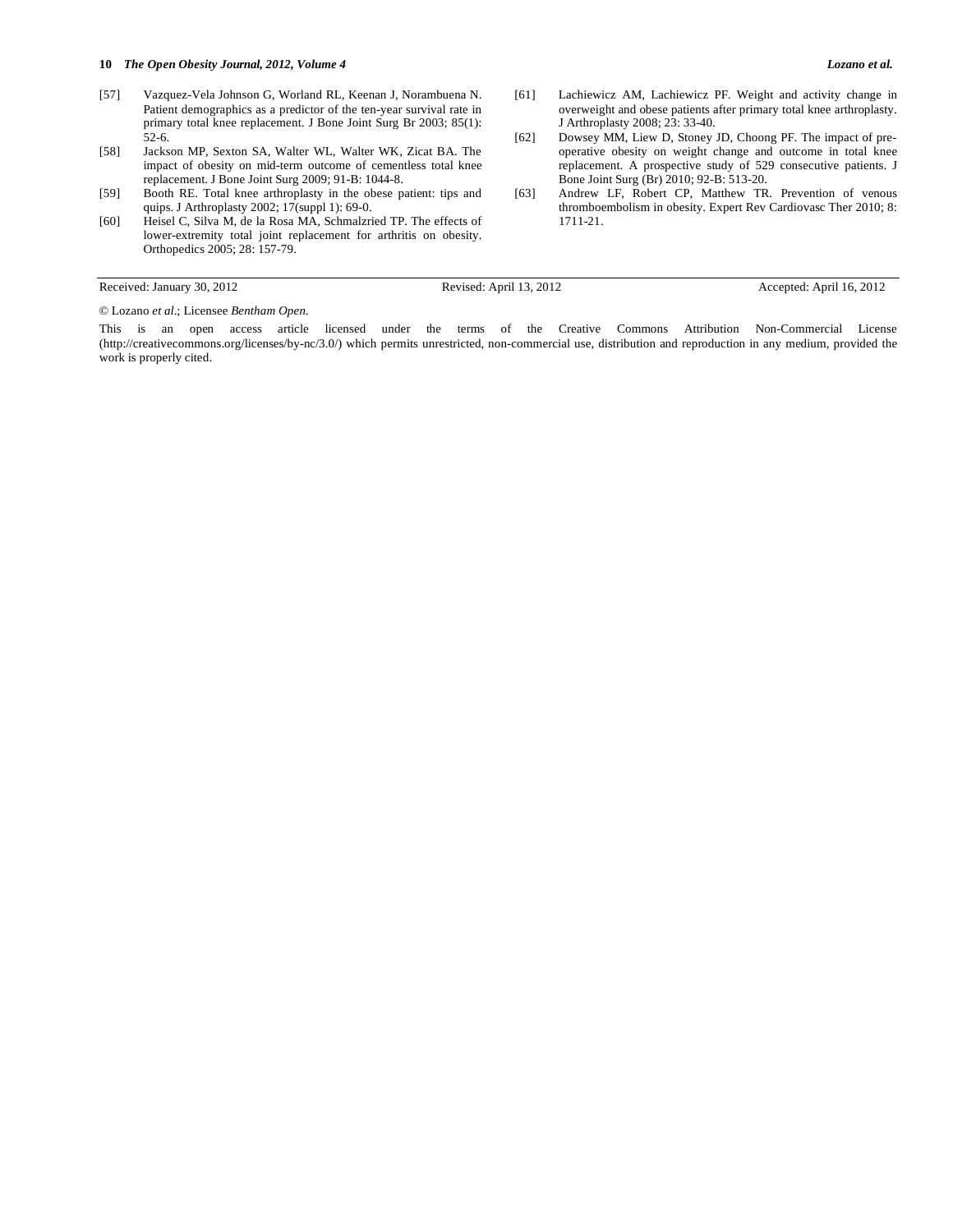[57] Vazquez-Vela Johnson G, Worland RL, Keenan J, Norambuena N. Patient demographics as a predictor of the ten-year survival rate in primary total knee replacement. J Bone Joint Surg Br 2003; 85(1): 52-6.

[58] Jackson MP, Sexton SA, Walter WL, Walter WK, Zicat BA. The impact of obesity on mid-term outcome of cementless total knee replacement. J Bone Joint Surg 2009; 91-B: 1044-8.

[59] Booth RE. Total knee arthroplasty in the obese patient: tips and quips. J Arthroplasty 2002; 17(suppl 1): 69-0.

[60] Heisel C, Silva M, de la Rosa MA, Schmalzried TP. The effects of lower-extremity total joint replacement for arthritis on obesity. Orthopedics 2005; 28: 157-79.

[61] Lachiewicz AM, Lachiewicz PF. Weight and activity change in overweight and obese patients after primary total knee arthroplasty. J Arthroplasty 2008; 23: 33-40.

[62] Dowsey MM, Liew D, Stoney JD, Choong PF. The impact of pre-operative obesity on weight change and outcome in total knee replacement. A prospective study of 529 consecutive patients. J Bone Joint Surg (Br) 2010; 92-B: 513-20.

[63] Andrew LF, Robert CP, Matthew TR. Prevention of venous thromboembolism in obesity. Expert Rev Cardiovasc Ther 2010; 8: 1711-21.

Received: January 30, 2012 Revised: April 13, 2012 Accepted: April 16, 2012

© Lozano *et al*.; Licensee *Bentham Open*.

This is an open access article licensed under the terms of the Creative Commons Attribution Non-Commercial License (http://creativecommons.org/licenses/by-nc/3.0/) which permits unrestricted, non-commercial use, distribution and reproduction in any medium, provided the work is properly cited.